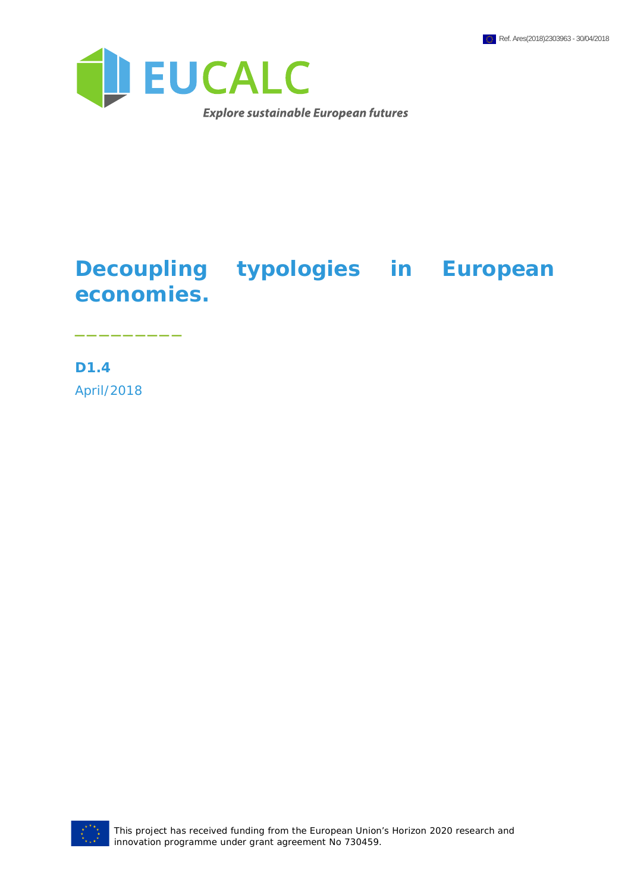Ref. Ares(2018)2303963 - 30/04/2018

EUCALC

*Explore sustainable European futures*

# Decoupling typologies in European economies.

**D1.4**

April/2018

This project has received funding from the European Union's Horizon 2020 research and innovation programme under grant agreement No 730459.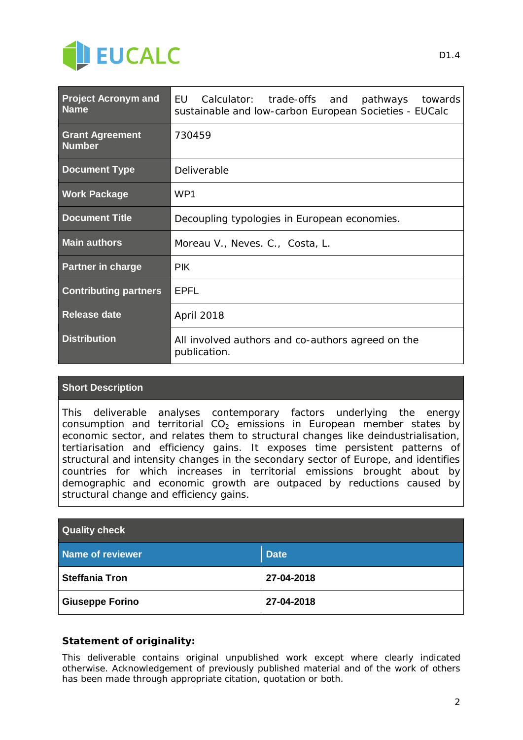| Project Acronym and Name | EU Calculator: trade-offs and pathways towards sustainable and low-carbon European Societies - EUCalc |
|---|---|
| Grant Agreement Number | 730459 |
| Document Type | Deliverable |
| Work Package | WP1 |
| Document Title | Decoupling typologies in European economies. |
| Main authors | Moreau V., Neves. C., Costa, L. |
| Partner in charge | PIK |
| Contributing partners | EPFL |
| Release date | April 2018 |
| Distribution | All involved authors and co-authors agreed on the publication. |

| Short Description |
|---|
| This deliverable analyses contemporary factors underlying the energy consumption and territorial $CO_2$ emissions in European member states by economic sector, and relates them to structural changes like deindustrialisation, tertiarisation and efficiency gains. It exposes time persistent patterns of structural and intensity changes in the secondary sector of Europe, and identifies countries for which increases in territorial emissions brought about by demographic and economic growth are outpaced by reductions caused by structural change and efficiency gains. |

| Quality check | |
|---|---|
| **Name of reviewer** | **Date** |
| **Steffania Tron** | **27-04-2018** |
| **Giuseppe Forino** | **27-04-2018** |

**Statement of originality:**

This deliverable contains original unpublished work except where clearly indicated otherwise. Acknowledgement of previously published material and of the work of others has been made through appropriate citation, quotation or both.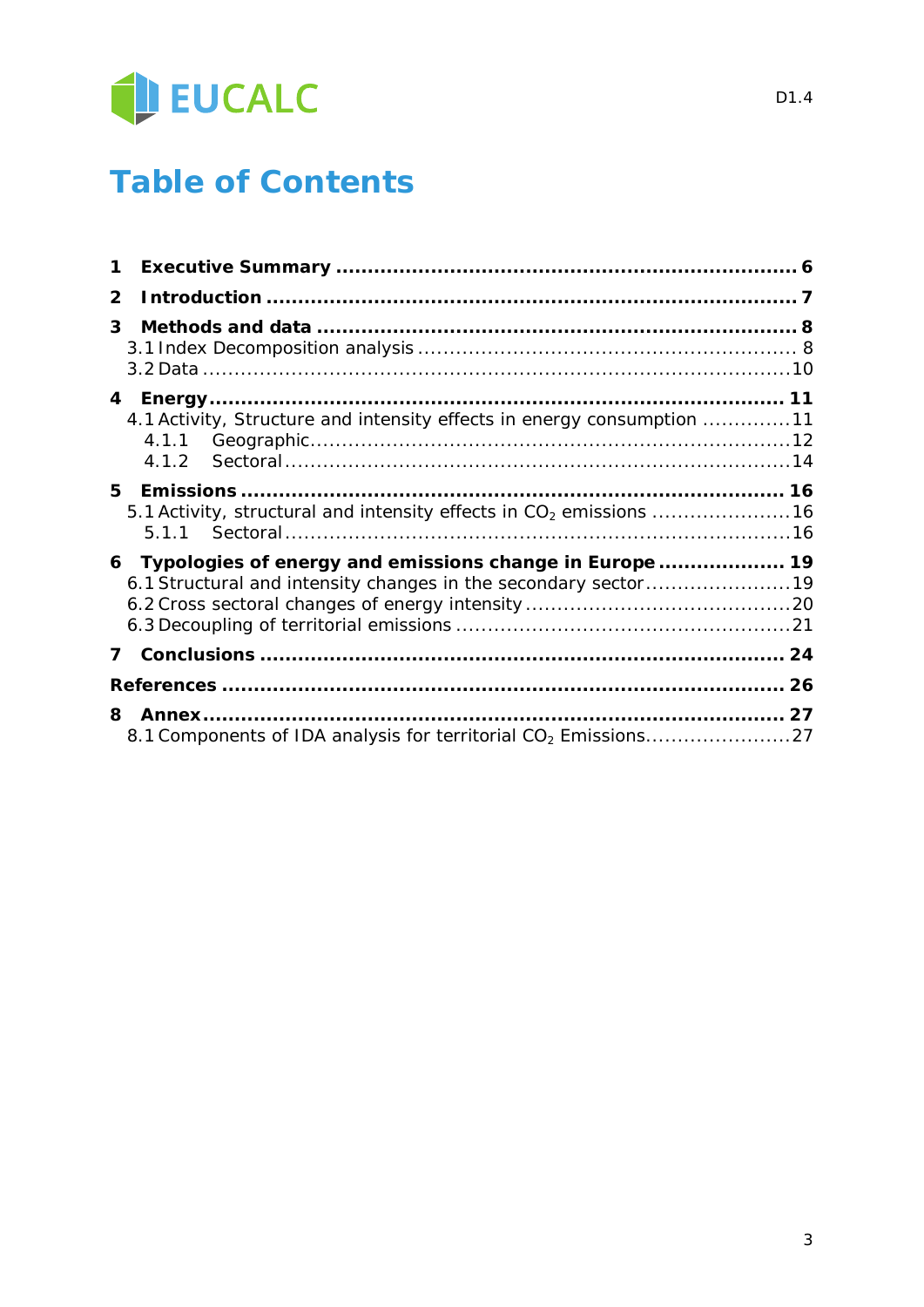# Table of Contents

**1 Executive Summary ........................................................................ 6**

**2 Introduction .................................................................................. 7**

**3 Methods and data ........................................................................... 8**

3.1 Index Decomposition analysis ........................................................... 8

3.2 Data ............................................................................................ 10

**4 Energy ........................................................................................... 11**

4.1 Activity, Structure and intensity effects in energy consumption ............. 11

4.1.1 Geographic ................................................................................ 12

4.1.2 Sectoral .................................................................................... 14

**5 Emissions ....................................................................................... 16**

5.1 Activity, structural and intensity effects in $CO_2$ emissions ...................... 16

5.1.1 Sectoral .................................................................................... 16

**6 Typologies of energy and emissions change in Europe .................... 19**

6.1 Structural and intensity changes in the secondary sector ....................... 19

6.2 Cross sectoral changes of energy intensity .......................................... 20

6.3 Decoupling of territorial emissions ..................................................... 21

**7 Conclusions .................................................................................... 24**

**References ........................................................................................ 26**

**8 Annex ............................................................................................. 27**

8.1 Components of IDA analysis for territorial $CO_2$ Emissions ...................... 27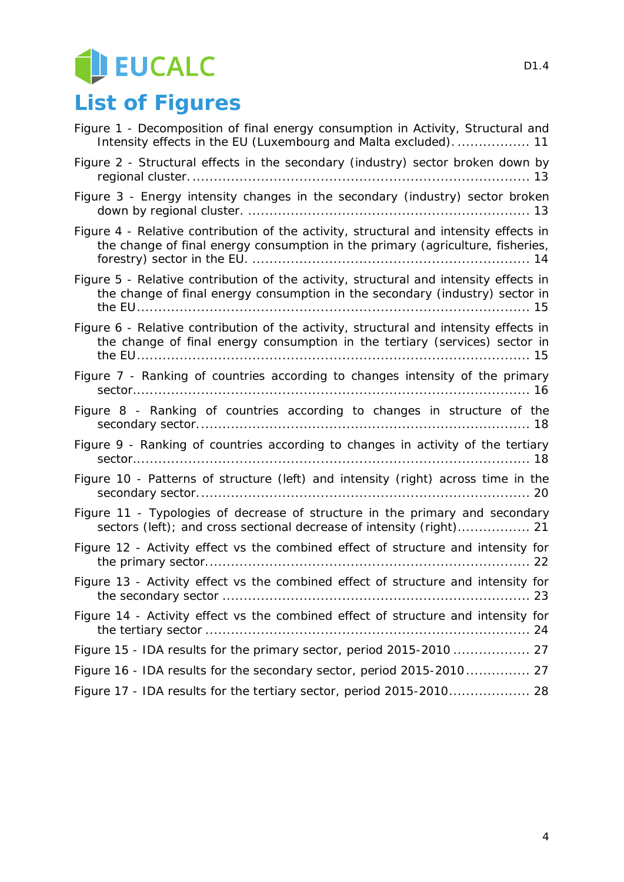# List of Figures

Figure 1 - Decomposition of final energy consumption in Activity, Structural and Intensity effects in the EU (Luxembourg and Malta excluded). ................. 11

Figure 2 - Structural effects in the secondary (industry) sector broken down by regional cluster. ............................................................................ 13

Figure 3 - Energy intensity changes in the secondary (industry) sector broken down by regional cluster. ................................................................ 13

Figure 4 - Relative contribution of the activity, structural and intensity effects in the change of final energy consumption in the primary (agriculture, fisheries, forestry) sector in the EU. ................................................................ 14

Figure 5 - Relative contribution of the activity, structural and intensity effects in the change of final energy consumption in the secondary (industry) sector in the EU ........................................................................................ 15

Figure 6 - Relative contribution of the activity, structural and intensity effects in the change of final energy consumption in the tertiary (services) sector in the EU ........................................................................................ 15

Figure 7 - Ranking of countries according to changes intensity of the primary sector........................................................................................... 16

Figure 8 - Ranking of countries according to changes in structure of the secondary sector.......................................................................... 18

Figure 9 - Ranking of countries according to changes in activity of the tertiary sector........................................................................................... 18

Figure 10 - Patterns of structure (left) and intensity (right) across time in the secondary sector........................................................................... 20

Figure 11 - Typologies of decrease of structure in the primary and secondary sectors (left); and cross sectional decrease of intensity (right)................. 21

Figure 12 - Activity effect vs the combined effect of structure and intensity for the primary sector......................................................................... 22

Figure 13 - Activity effect vs the combined effect of structure and intensity for the secondary sector ...................................................................... 23

Figure 14 - Activity effect vs the combined effect of structure and intensity for the tertiary sector ......................................................................... 24

Figure 15 - IDA results for the primary sector, period 2015-2010 .................. 27

Figure 16 - IDA results for the secondary sector, period 2015-2010............... 27

Figure 17 - IDA results for the tertiary sector, period 2015-2010................... 28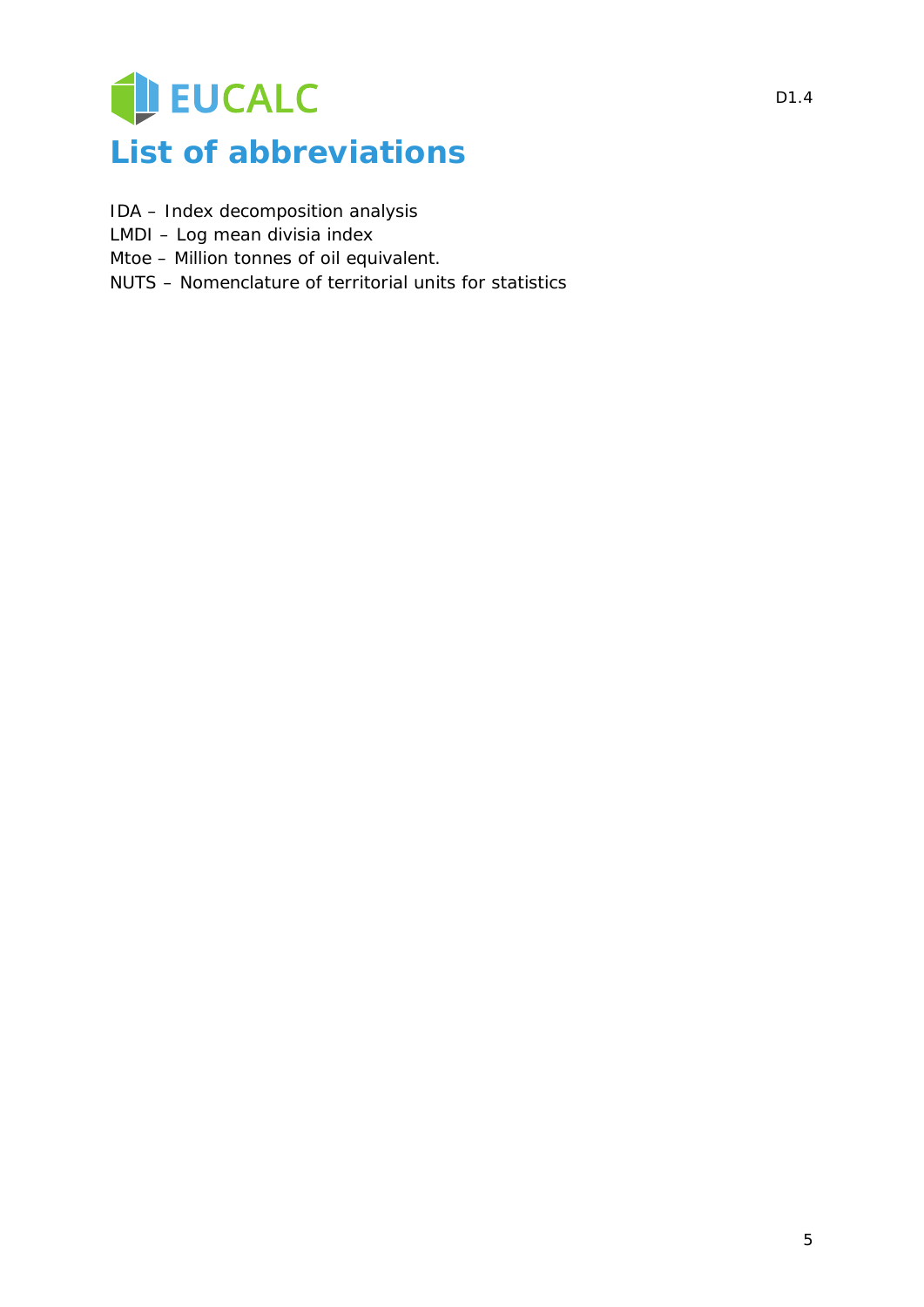# List of abbreviations

IDA – Index decomposition analysis
LMDI – Log mean divisia index
Mtoe – Million tonnes of oil equivalent.
NUTS – Nomenclature of territorial units for statistics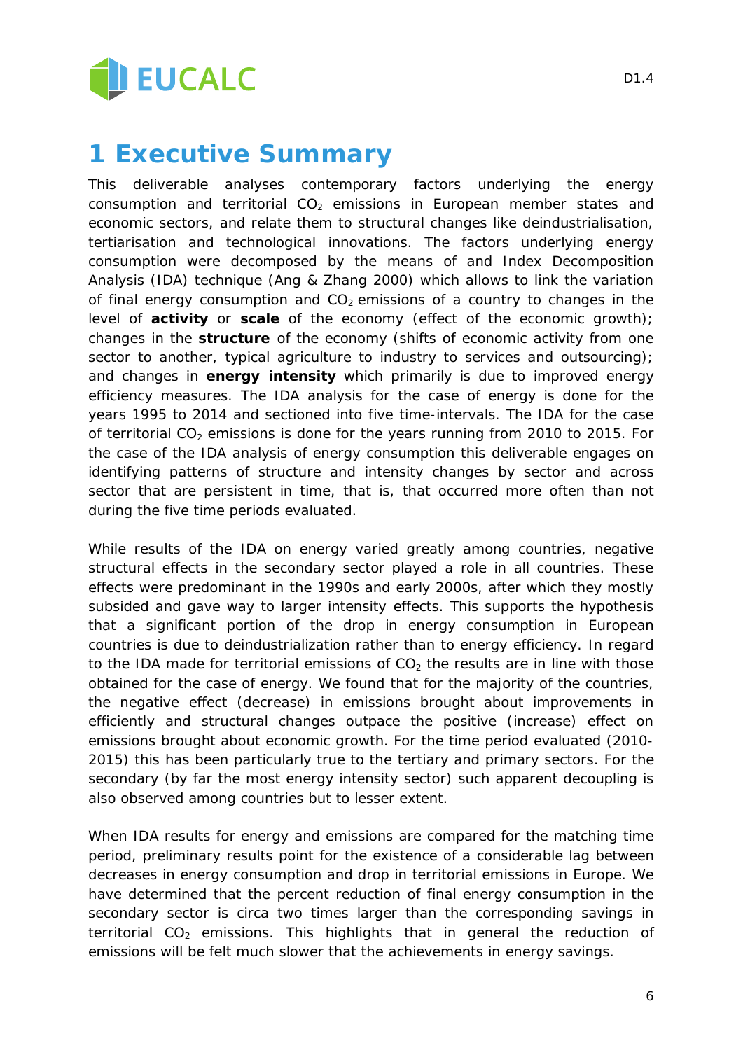# 1 Executive Summary

This deliverable analyses contemporary factors underlying the energy consumption and territorial $CO_2$ emissions in European member states and economic sectors, and relate them to structural changes like deindustrialisation, tertiarisation and technological innovations. The factors underlying energy consumption were decomposed by the means of and Index Decomposition Analysis (IDA) technique (Ang & Zhang 2000) which allows to link the variation of final energy consumption and $CO_2$ emissions of a country to changes in the level of **activity** or **scale** of the economy (effect of the economic growth); changes in the **structure** of the economy (shifts of economic activity from one sector to another, typical agriculture to industry to services and outsourcing); and changes in **energy intensity** which primarily is due to improved energy efficiency measures. The IDA analysis for the case of energy is done for the years 1995 to 2014 and sectioned into five time-intervals. The IDA for the case of territorial $CO_2$ emissions is done for the years running from 2010 to 2015. For the case of the IDA analysis of energy consumption this deliverable engages on identifying patterns of structure and intensity changes by sector and across sector that are persistent in time, that is, that occurred more often than not during the five time periods evaluated.

While results of the IDA on energy varied greatly among countries, negative structural effects in the secondary sector played a role in all countries. These effects were predominant in the 1990s and early 2000s, after which they mostly subsided and gave way to larger intensity effects. This supports the hypothesis that a significant portion of the drop in energy consumption in European countries is due to deindustrialization rather than to energy efficiency. In regard to the IDA made for territorial emissions of $CO_2$ the results are in line with those obtained for the case of energy. We found that for the majority of the countries, the negative effect (decrease) in emissions brought about improvements in efficiently and structural changes outpace the positive (increase) effect on emissions brought about economic growth. For the time period evaluated (2010-2015) this has been particularly true to the tertiary and primary sectors. For the secondary (by far the most energy intensity sector) such apparent decoupling is also observed among countries but to lesser extent.

When IDA results for energy and emissions are compared for the matching time period, preliminary results point for the existence of a considerable lag between decreases in energy consumption and drop in territorial emissions in Europe. We have determined that the percent reduction of final energy consumption in the secondary sector is circa two times larger than the corresponding savings in territorial $CO_2$ emissions. This highlights that in general the reduction of emissions will be felt much slower that the achievements in energy savings.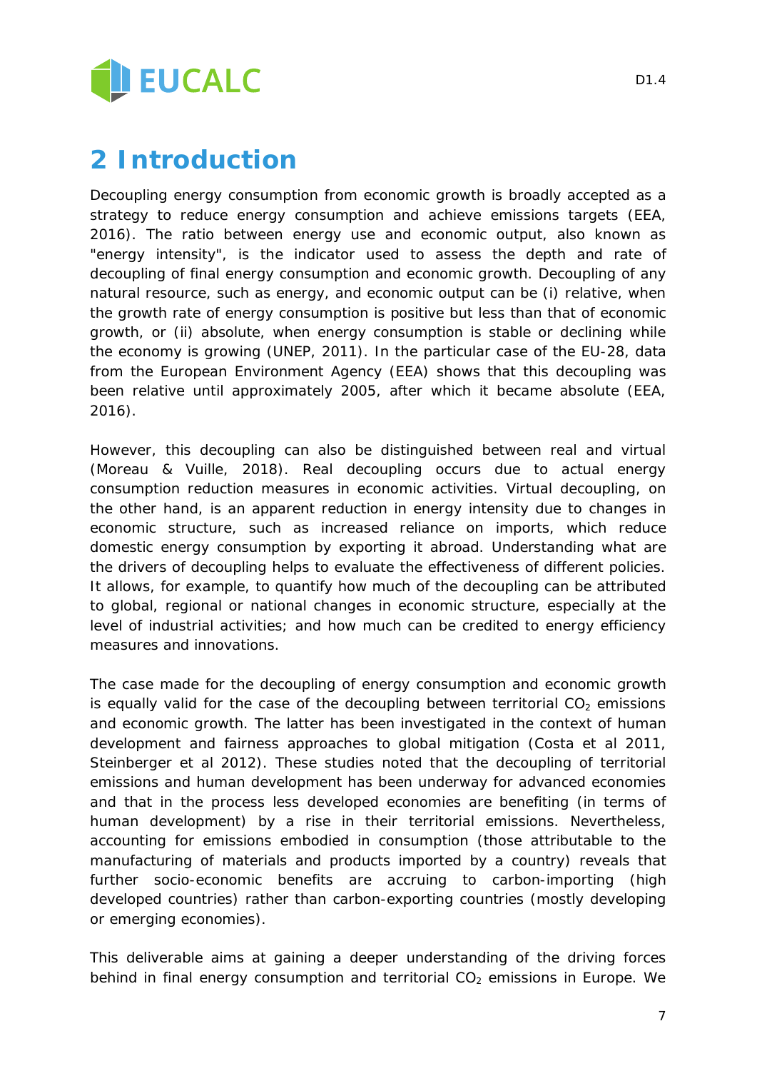# 2 Introduction

Decoupling energy consumption from economic growth is broadly accepted as a strategy to reduce energy consumption and achieve emissions targets (EEA, 2016). The ratio between energy use and economic output, also known as "energy intensity", is the indicator used to assess the depth and rate of decoupling of final energy consumption and economic growth. Decoupling of any natural resource, such as energy, and economic output can be (i) relative, when the growth rate of energy consumption is positive but less than that of economic growth, or (ii) absolute, when energy consumption is stable or declining while the economy is growing (UNEP, 2011). In the particular case of the EU-28, data from the European Environment Agency (EEA) shows that this decoupling was been relative until approximately 2005, after which it became absolute (EEA, 2016).

However, this decoupling can also be distinguished between real and virtual (Moreau & Vuille, 2018). Real decoupling occurs due to actual energy consumption reduction measures in economic activities. Virtual decoupling, on the other hand, is an apparent reduction in energy intensity due to changes in economic structure, such as increased reliance on imports, which reduce domestic energy consumption by exporting it abroad. Understanding what are the drivers of decoupling helps to evaluate the effectiveness of different policies. It allows, for example, to quantify how much of the decoupling can be attributed to global, regional or national changes in economic structure, especially at the level of industrial activities; and how much can be credited to energy efficiency measures and innovations.

The case made for the decoupling of energy consumption and economic growth is equally valid for the case of the decoupling between territorial $CO_2$ emissions and economic growth. The latter has been investigated in the context of human development and fairness approaches to global mitigation (Costa et al 2011, Steinberger et al 2012). These studies noted that the decoupling of territorial emissions and human development has been underway for advanced economies and that in the process less developed economies are benefiting (in terms of human development) by a rise in their territorial emissions. Nevertheless, accounting for emissions embodied in consumption (those attributable to the manufacturing of materials and products imported by a country) reveals that further socio-economic benefits are accruing to carbon-importing (high developed countries) rather than carbon-exporting countries (mostly developing or emerging economies).

This deliverable aims at gaining a deeper understanding of the driving forces behind in final energy consumption and territorial $CO_2$ emissions in Europe. We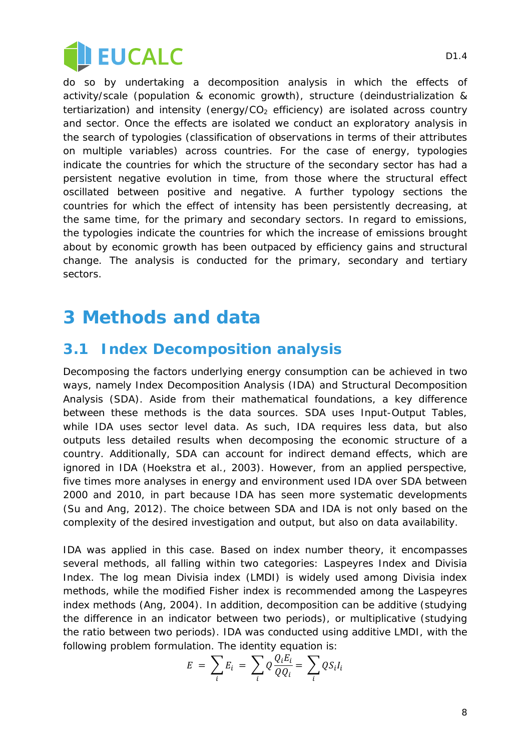do so by undertaking a decomposition analysis in which the effects of activity/scale (population & economic growth), structure (deindustrialization & tertiarization) and intensity (energy/$CO_2$ efficiency) are isolated across country and sector. Once the effects are isolated we conduct an exploratory analysis in the search of typologies (classification of observations in terms of their attributes on multiple variables) across countries. For the case of energy, typologies indicate the countries for which the structure of the secondary sector has had a persistent negative evolution in time, from those where the structural effect oscillated between positive and negative. A further typology sections the countries for which the effect of intensity has been persistently decreasing, at the same time, for the primary and secondary sectors. In regard to emissions, the typologies indicate the countries for which the increase of emissions brought about by economic growth has been outpaced by efficiency gains and structural change. The analysis is conducted for the primary, secondary and tertiary sectors.

# 3 Methods and data

## 3.1 Index Decomposition analysis

Decomposing the factors underlying energy consumption can be achieved in two ways, namely Index Decomposition Analysis (IDA) and Structural Decomposition Analysis (SDA). Aside from their mathematical foundations, a key difference between these methods is the data sources. SDA uses Input-Output Tables, while IDA uses sector level data. As such, IDA requires less data, but also outputs less detailed results when decomposing the economic structure of a country. Additionally, SDA can account for indirect demand effects, which are ignored in IDA (Hoekstra et al., 2003). However, from an applied perspective, five times more analyses in energy and environment used IDA over SDA between 2000 and 2010, in part because IDA has seen more systematic developments (Su and Ang, 2012). The choice between SDA and IDA is not only based on the complexity of the desired investigation and output, but also on data availability.

IDA was applied in this case. Based on index number theory, it encompasses several methods, all falling within two categories: Laspeyres Index and Divisia Index. The log mean Divisia index (LMDI) is widely used among Divisia index methods, while the modified Fisher index is recommended among the Laspeyres index methods (Ang, 2004). In addition, decomposition can be additive (studying the difference in an indicator between two periods), or multiplicative (studying the ratio between two periods). IDA was conducted using additive LMDI, with the following problem formulation. The identity equation is:

$$E = \sum_i E_i = \sum_i Q \frac{Q_i E_i}{Q Q_i} = \sum_i Q S_i I_i$$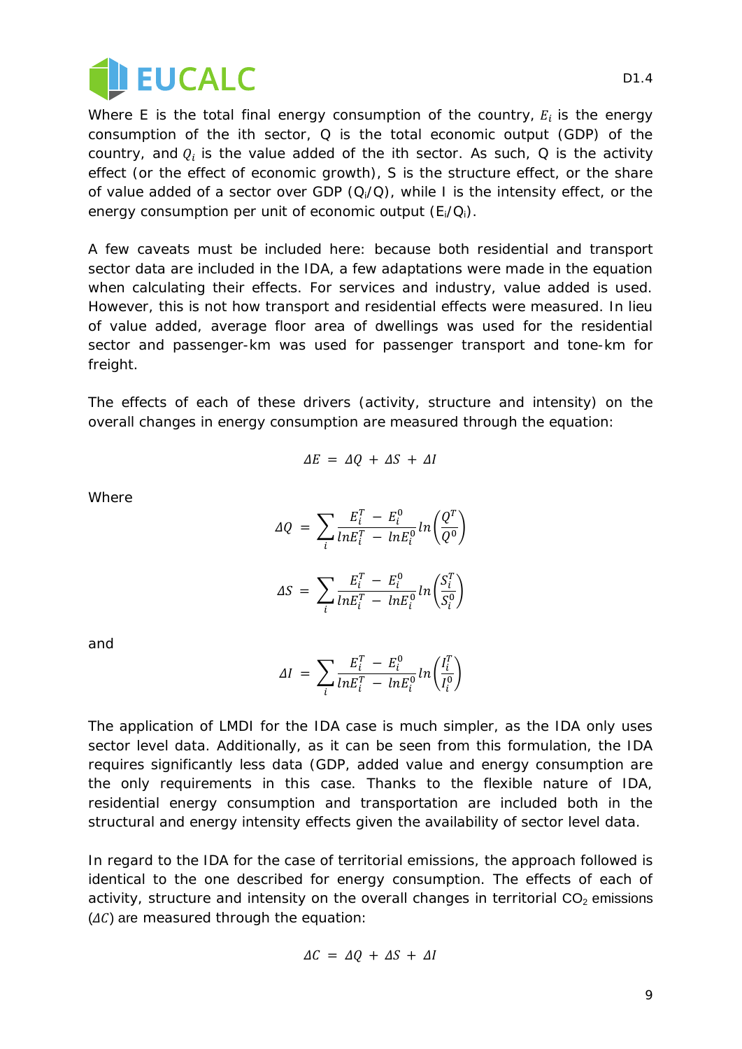Where E is the total final energy consumption of the country, $E_i$ is the energy consumption of the ith sector, Q is the total economic output (GDP) of the country, and $Q_i$ is the value added of the ith sector. As such, Q is the activity effect (or the effect of economic growth), S is the structure effect, or the share of value added of a sector over GDP ($Q_i/Q$), while I is the intensity effect, or the energy consumption per unit of economic output ($E_i/Q_i$).

A few caveats must be included here: because both residential and transport sector data are included in the IDA, a few adaptations were made in the equation when calculating their effects. For services and industry, value added is used. However, this is not how transport and residential effects were measured. In lieu of value added, average floor area of dwellings was used for the residential sector and passenger-km was used for passenger transport and tone-km for freight.

The effects of each of these drivers (activity, structure and intensity) on the overall changes in energy consumption are measured through the equation:

$$\Delta E = \Delta Q + \Delta S + \Delta I$$

Where

$$\Delta Q = \sum_i \frac{E_i^T - E_i^0}{lnE_i^T - lnE_i^0} ln\left(\frac{Q^T}{Q^0}\right)$$

$$\Delta S = \sum_i \frac{E_i^T - E_i^0}{lnE_i^T - lnE_i^0} ln\left(\frac{S_i^T}{S_i^0}\right)$$

and

$$\Delta I = \sum_i \frac{E_i^T - E_i^0}{lnE_i^T - lnE_i^0} ln\left(\frac{I_i^T}{I_i^0}\right)$$

The application of LMDI for the IDA case is much simpler, as the IDA only uses sector level data. Additionally, as it can be seen from this formulation, the IDA requires significantly less data (GDP, added value and energy consumption are the only requirements in this case. Thanks to the flexible nature of IDA, residential energy consumption and transportation are included both in the structural and energy intensity effects given the availability of sector level data.

In regard to the IDA for the case of territorial emissions, the approach followed is identical to the one described for energy consumption. The effects of each of activity, structure and intensity on the overall changes in territorial $CO_2$ emissions ($\Delta C$) are measured through the equation:

$$\Delta C = \Delta Q + \Delta S + \Delta I$$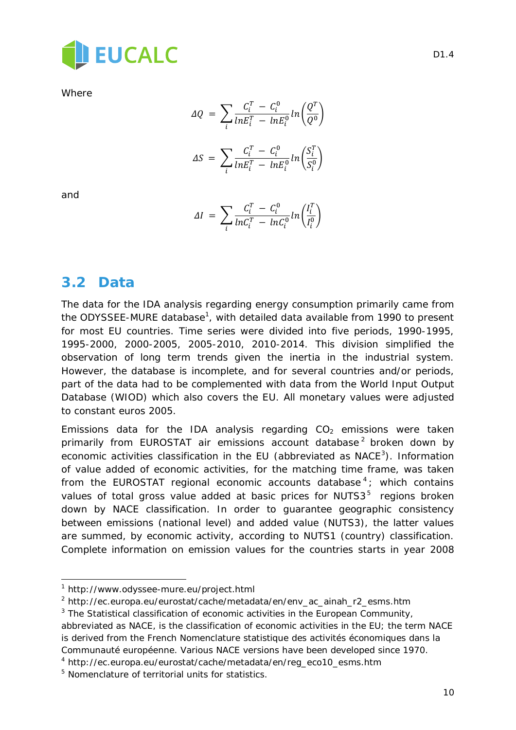Where

$$\Delta Q = \sum_i \frac{C_i^T - C_i^0}{lnE_i^T - lnE_i^0} ln\left(\frac{Q^T}{Q^0}\right)$$

$$\Delta S = \sum_i \frac{C_i^T - C_i^0}{lnE_i^T - lnE_i^0} ln\left(\frac{S_i^T}{S_i^0}\right)$$

and

$$\Delta I = \sum_i \frac{C_i^T - C_i^0}{lnC_i^T - lnC_i^0} ln\left(\frac{I_i^T}{I_i^0}\right)$$

## 3.2 Data

The data for the IDA analysis regarding energy consumption primarily came from the ODYSSEE-MURE database[1], with detailed data available from 1990 to present for most EU countries. Time series were divided into five periods, 1990-1995, 1995-2000, 2000-2005, 2005-2010, 2010-2014. This division simplified the observation of long term trends given the inertia in the industrial system. However, the database is incomplete, and for several countries and/or periods, part of the data had to be complemented with data from the World Input Output Database (WIOD) which also covers the EU. All monetary values were adjusted to constant euros 2005.

Emissions data for the IDA analysis regarding $CO_2$ emissions were taken primarily from EUROSTAT air emissions account database[2] broken down by economic activities classification in the EU (abbreviated as NACE[3]). Information of value added of economic activities, for the matching time frame, was taken from the EUROSTAT regional economic accounts database[4]; which contains values of total gross value added at basic prices for NUTS3[5] regions broken down by NACE classification. In order to guarantee geographic consistency between emissions (national level) and added value (NUTS3), the latter values are summed, by economic activity, according to NUTS1 (country) classification. Complete information on emission values for the countries starts in year 2008

---

[1] http://www.odyssee-mure.eu/project.html

[2] http://ec.europa.eu/eurostat/cache/metadata/en/env_ac_ainah_r2_esms.htm

[3] The Statistical classification of economic activities in the European Community, abbreviated as NACE, is the classification of economic activities in the EU; the term NACE is derived from the French Nomenclature statistique des activités économiques dans la Communauté européenne. Various NACE versions have been developed since 1970.

[4] http://ec.europa.eu/eurostat/cache/metadata/en/reg_eco10_esms.htm

[5] Nomenclature of territorial units for statistics.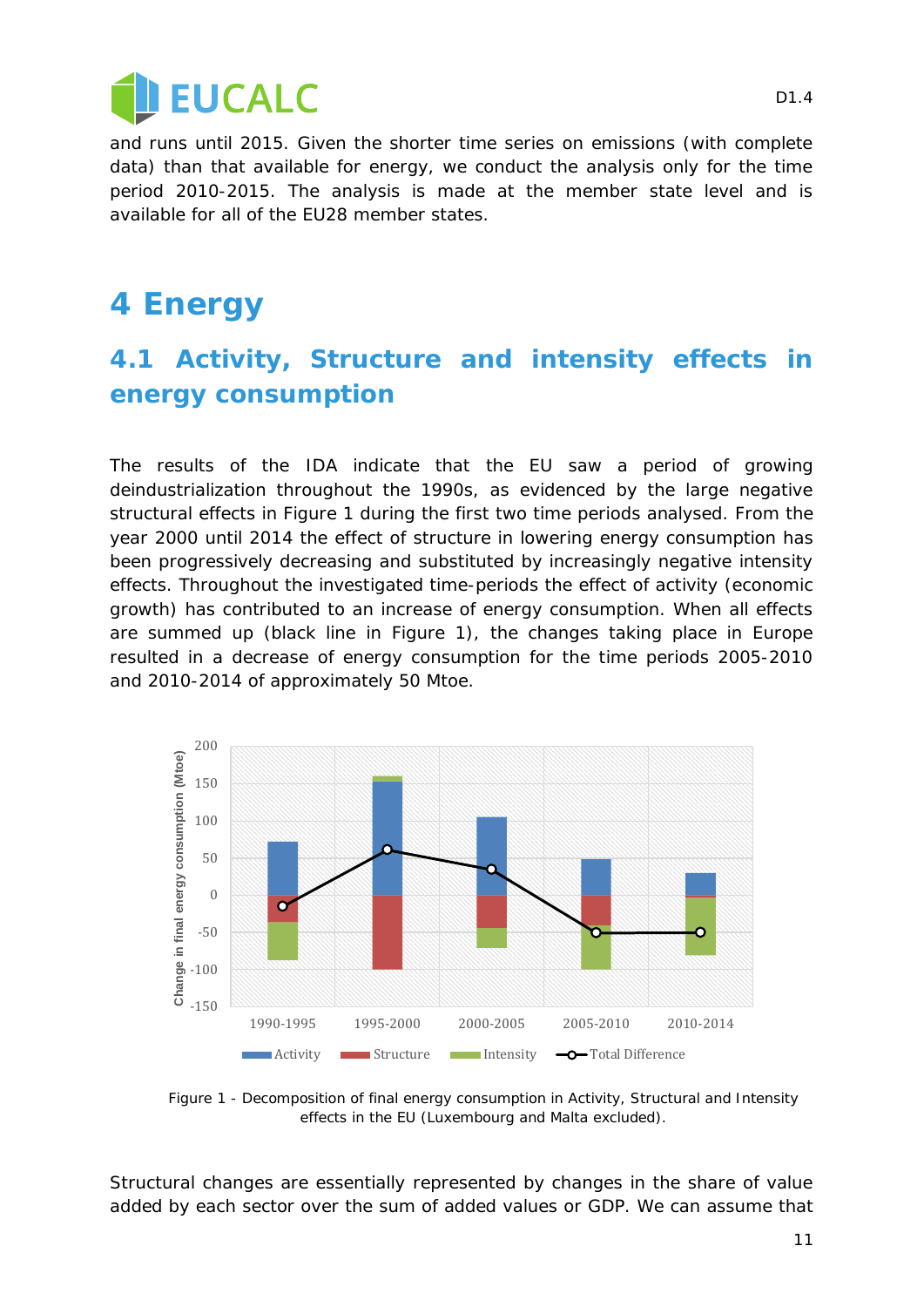and runs until 2015. Given the shorter time series on emissions (with complete data) than that available for energy, we conduct the analysis only for the time period 2010-2015. The analysis is made at the member state level and is available for all of the EU28 member states.

# 4 Energy

## 4.1 Activity, Structure and intensity effects in energy consumption

The results of the IDA indicate that the EU saw a period of growing deindustrialization throughout the 1990s, as evidenced by the large negative structural effects in Figure 1 during the first two time periods analysed. From the year 2000 until 2014 the effect of structure in lowering energy consumption has been progressively decreasing and substituted by increasingly negative intensity effects. Throughout the investigated time-periods the effect of activity (economic growth) has contributed to an increase of energy consumption. When all effects are summed up (black line in Figure 1), the changes taking place in Europe resulted in a decrease of energy consumption for the time periods 2005-2010 and 2010-2014 of approximately 50 Mtoe.

Figure 1 - Decomposition of final energy consumption in Activity, Structural and Intensity effects in the EU (Luxembourg and Malta excluded).

Structural changes are essentially represented by changes in the share of value added by each sector over the sum of added values or GDP. We can assume that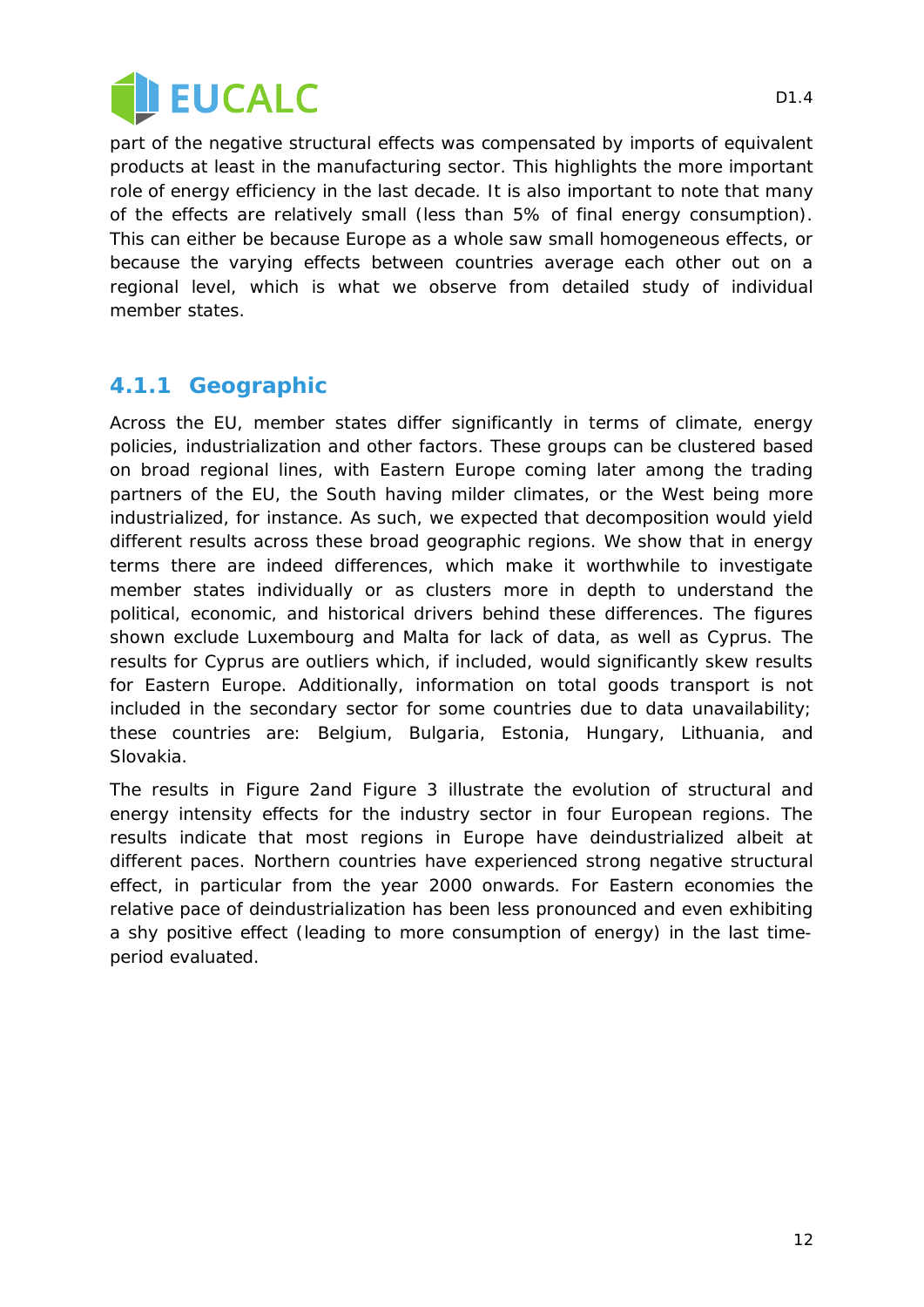part of the negative structural effects was compensated by imports of equivalent products at least in the manufacturing sector. This highlights the more important role of energy efficiency in the last decade. It is also important to note that many of the effects are relatively small (less than 5% of final energy consumption). This can either be because Europe as a whole saw small homogeneous effects, or because the varying effects between countries average each other out on a regional level, which is what we observe from detailed study of individual member states.

### 4.1.1 Geographic

Across the EU, member states differ significantly in terms of climate, energy policies, industrialization and other factors. These groups can be clustered based on broad regional lines, with Eastern Europe coming later among the trading partners of the EU, the South having milder climates, or the West being more industrialized, for instance. As such, we expected that decomposition would yield different results across these broad geographic regions. We show that in energy terms there are indeed differences, which make it worthwhile to investigate member states individually or as clusters more in depth to understand the political, economic, and historical drivers behind these differences. The figures shown exclude Luxembourg and Malta for lack of data, as well as Cyprus. The results for Cyprus are outliers which, if included, would significantly skew results for Eastern Europe. Additionally, information on total goods transport is not included in the secondary sector for some countries due to data unavailability; these countries are: Belgium, Bulgaria, Estonia, Hungary, Lithuania, and Slovakia.

The results in Figure 2and Figure 3 illustrate the evolution of structural and energy intensity effects for the industry sector in four European regions. The results indicate that most regions in Europe have deindustrialized albeit at different paces. Northern countries have experienced strong negative structural effect, in particular from the year 2000 onwards. For Eastern economies the relative pace of deindustrialization has been less pronounced and even exhibiting a shy positive effect (leading to more consumption of energy) in the last time-period evaluated.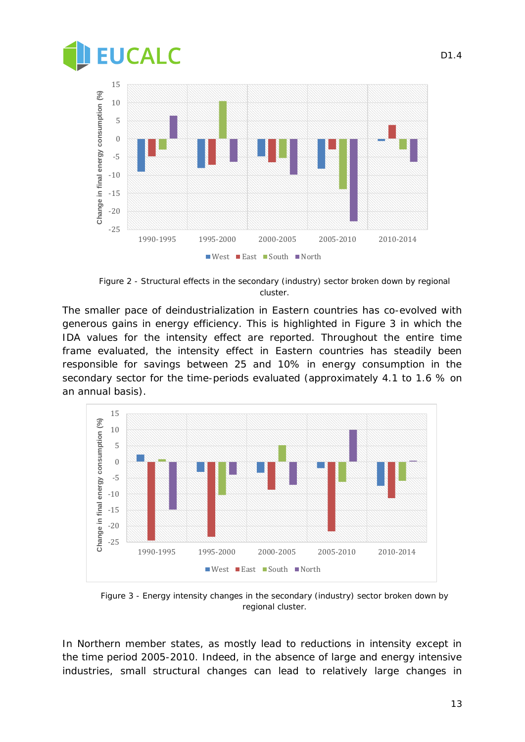Figure 2 - Structural effects in the secondary (industry) sector broken down by regional cluster.

The smaller pace of deindustrialization in Eastern countries has co-evolved with generous gains in energy efficiency. This is highlighted in Figure 3 in which the IDA values for the intensity effect are reported. Throughout the entire time frame evaluated, the intensity effect in Eastern countries has steadily been responsible for savings between 25 and 10% in energy consumption in the secondary sector for the time-periods evaluated (approximately 4.1 to 1.6 % on an annual basis).

Figure 3 - Energy intensity changes in the secondary (industry) sector broken down by regional cluster.

In Northern member states, as mostly lead to reductions in intensity except in the time period 2005-2010. Indeed, in the absence of large and energy intensive industries, small structural changes can lead to relatively large changes in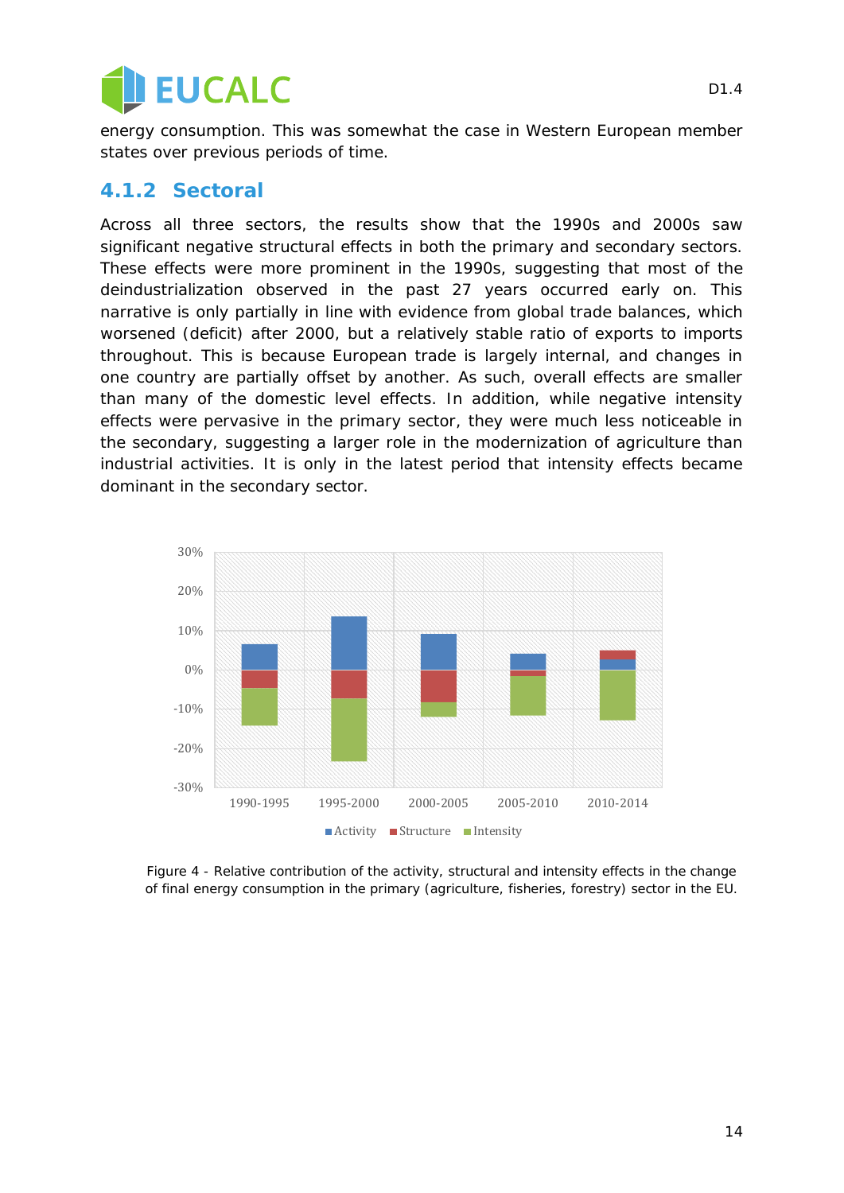energy consumption. This was somewhat the case in Western European member states over previous periods of time.

### 4.1.2 Sectoral

Across all three sectors, the results show that the 1990s and 2000s saw significant negative structural effects in both the primary and secondary sectors. These effects were more prominent in the 1990s, suggesting that most of the deindustrialization observed in the past 27 years occurred early on. This narrative is only partially in line with evidence from global trade balances, which worsened (deficit) after 2000, but a relatively stable ratio of exports to imports throughout. This is because European trade is largely internal, and changes in one country are partially offset by another. As such, overall effects are smaller than many of the domestic level effects. In addition, while negative intensity effects were pervasive in the primary sector, they were much less noticeable in the secondary, suggesting a larger role in the modernization of agriculture than industrial activities. It is only in the latest period that intensity effects became dominant in the secondary sector.

Figure 4 - Relative contribution of the activity, structural and intensity effects in the change of final energy consumption in the primary (agriculture, fisheries, forestry) sector in the EU.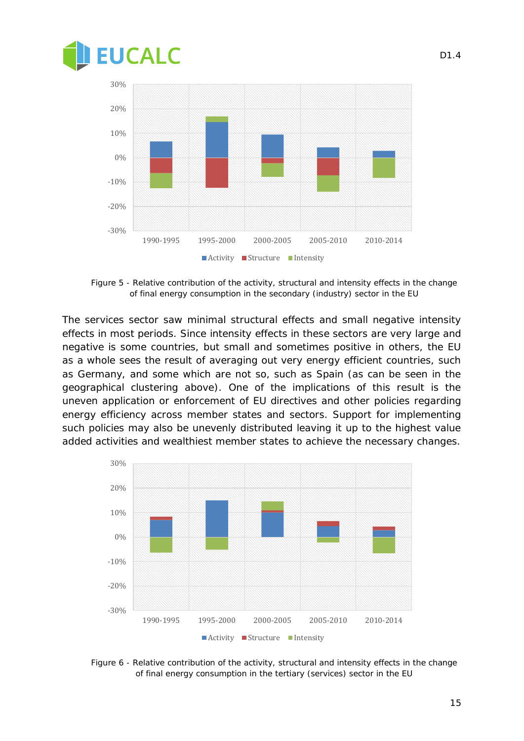Figure 5 - Relative contribution of the activity, structural and intensity effects in the change of final energy consumption in the secondary (industry) sector in the EU

The services sector saw minimal structural effects and small negative intensity effects in most periods. Since intensity effects in these sectors are very large and negative is some countries, but small and sometimes positive in others, the EU as a whole sees the result of averaging out very energy efficient countries, such as Germany, and some which are not so, such as Spain (as can be seen in the geographical clustering above). One of the implications of this result is the uneven application or enforcement of EU directives and other policies regarding energy efficiency across member states and sectors. Support for implementing such policies may also be unevenly distributed leaving it up to the highest value added activities and wealthiest member states to achieve the necessary changes.

Figure 6 - Relative contribution of the activity, structural and intensity effects in the change of final energy consumption in the tertiary (services) sector in the EU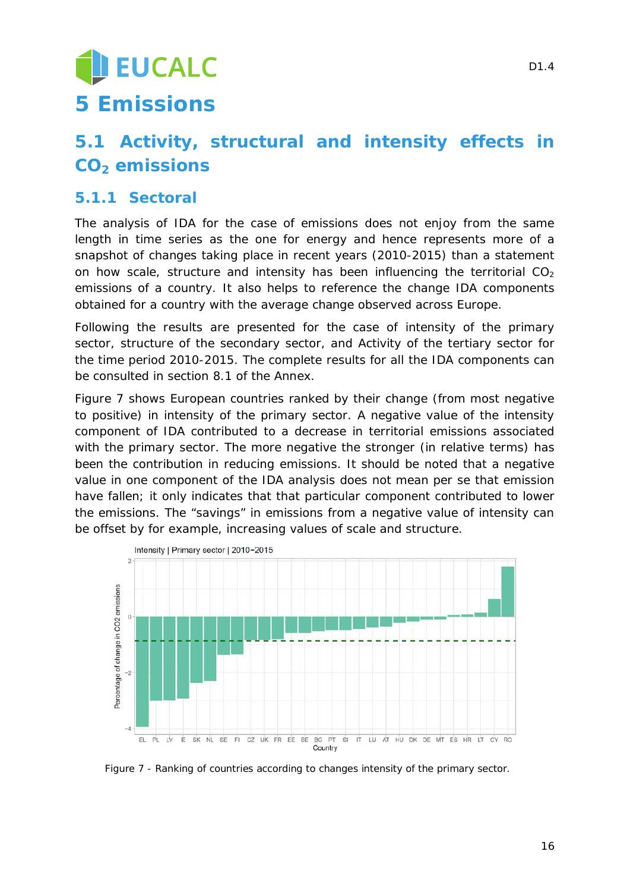# 5 Emissions

## 5.1 Activity, structural and intensity effects in $CO_2$ emissions

### 5.1.1 Sectoral

The analysis of IDA for the case of emissions does not enjoy from the same length in time series as the one for energy and hence represents more of a snapshot of changes taking place in recent years (2010-2015) than a statement on how scale, structure and intensity has been influencing the territorial $CO_2$ emissions of a country. It also helps to reference the change IDA components obtained for a country with the average change observed across Europe.

Following the results are presented for the case of intensity of the primary sector, structure of the secondary sector, and Activity of the tertiary sector for the time period 2010-2015. The complete results for all the IDA components can be consulted in section 8.1 of the Annex.

Figure 7 shows European countries ranked by their change (from most negative to positive) in intensity of the primary sector. A negative value of the intensity component of IDA contributed to a decrease in territorial emissions associated with the primary sector. The more negative the stronger (in relative terms) has been the contribution in reducing emissions. It should be noted that a negative value in one component of the IDA analysis does not mean per se that emission have fallen; it only indicates that that particular component contributed to lower the emissions. The "savings" in emissions from a negative value of intensity can be offset by for example, increasing values of scale and structure.

Figure 7 - Ranking of countries according to changes intensity of the primary sector.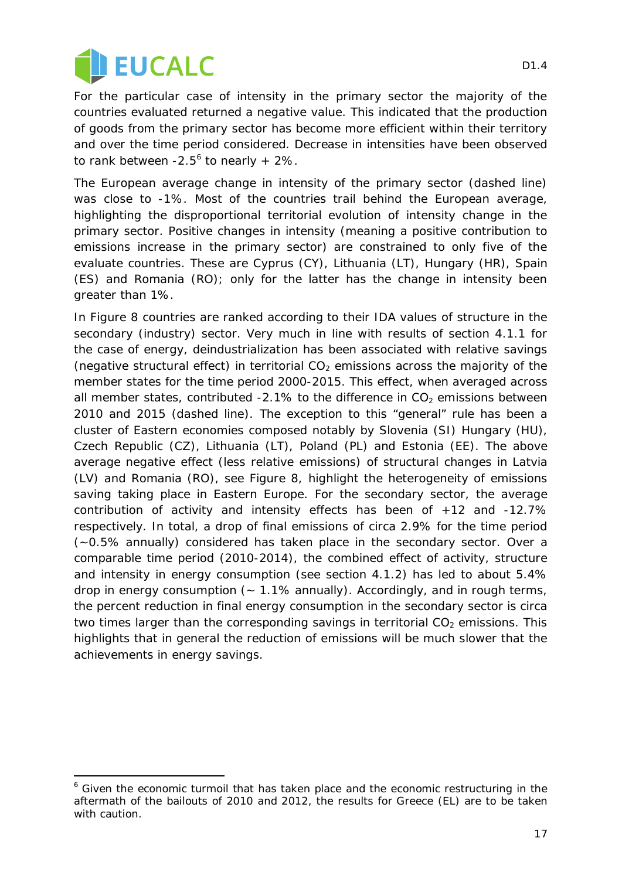For the particular case of intensity in the primary sector the majority of the countries evaluated returned a negative value. This indicated that the production of goods from the primary sector has become more efficient within their territory and over the time period considered. Decrease in intensities have been observed to rank between -2.5[6] to nearly + 2%.

The European average change in intensity of the primary sector (dashed line) was close to -1%. Most of the countries trail behind the European average, highlighting the disproportional territorial evolution of intensity change in the primary sector. Positive changes in intensity (meaning a positive contribution to emissions increase in the primary sector) are constrained to only five of the evaluate countries. These are Cyprus (CY), Lithuania (LT), Hungary (HR), Spain (ES) and Romania (RO); only for the latter has the change in intensity been greater than 1%.

In Figure 8 countries are ranked according to their IDA values of structure in the secondary (industry) sector. Very much in line with results of section 4.1.1 for the case of energy, deindustrialization has been associated with relative savings (negative structural effect) in territorial $CO_2$ emissions across the majority of the member states for the time period 2000-2015. This effect, when averaged across all member states, contributed -2.1% to the difference in $CO_2$ emissions between 2010 and 2015 (dashed line). The exception to this "general" rule has been a cluster of Eastern economies composed notably by Slovenia (SI) Hungary (HU), Czech Republic (CZ), Lithuania (LT), Poland (PL) and Estonia (EE). The above average negative effect (less relative emissions) of structural changes in Latvia (LV) and Romania (RO), see Figure 8, highlight the heterogeneity of emissions saving taking place in Eastern Europe. For the secondary sector, the average contribution of activity and intensity effects has been of +12 and -12.7% respectively. In total, a drop of final emissions of circa 2.9% for the time period (~0.5% annually) considered has taken place in the secondary sector. Over a comparable time period (2010-2014), the combined effect of activity, structure and intensity in energy consumption (see section 4.1.2) has led to about 5.4% drop in energy consumption (~ 1.1% annually). Accordingly, and in rough terms, the percent reduction in final energy consumption in the secondary sector is circa two times larger than the corresponding savings in territorial $CO_2$ emissions. This highlights that in general the reduction of emissions will be much slower that the achievements in energy savings.

---

[6] Given the economic turmoil that has taken place and the economic restructuring in the aftermath of the bailouts of 2010 and 2012, the results for Greece (EL) are to be taken with caution.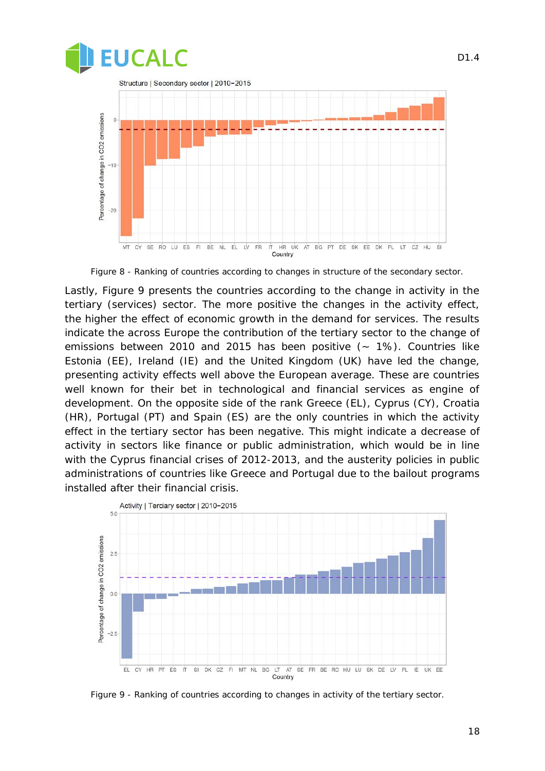Figure 8 - Ranking of countries according to changes in structure of the secondary sector.

Lastly, Figure 9 presents the countries according to the change in activity in the tertiary (services) sector. The more positive the changes in the activity effect, the higher the effect of economic growth in the demand for services. The results indicate the across Europe the contribution of the tertiary sector to the change of emissions between 2010 and 2015 has been positive (~ 1%). Countries like Estonia (EE), Ireland (IE) and the United Kingdom (UK) have led the change, presenting activity effects well above the European average. These are countries well known for their bet in technological and financial services as engine of development. On the opposite side of the rank Greece (EL), Cyprus (CY), Croatia (HR), Portugal (PT) and Spain (ES) are the only countries in which the activity effect in the tertiary sector has been negative. This might indicate a decrease of activity in sectors like finance or public administration, which would be in line with the Cyprus financial crises of 2012-2013, and the austerity policies in public administrations of countries like Greece and Portugal due to the bailout programs installed after their financial crisis.

Figure 9 - Ranking of countries according to changes in activity of the tertiary sector.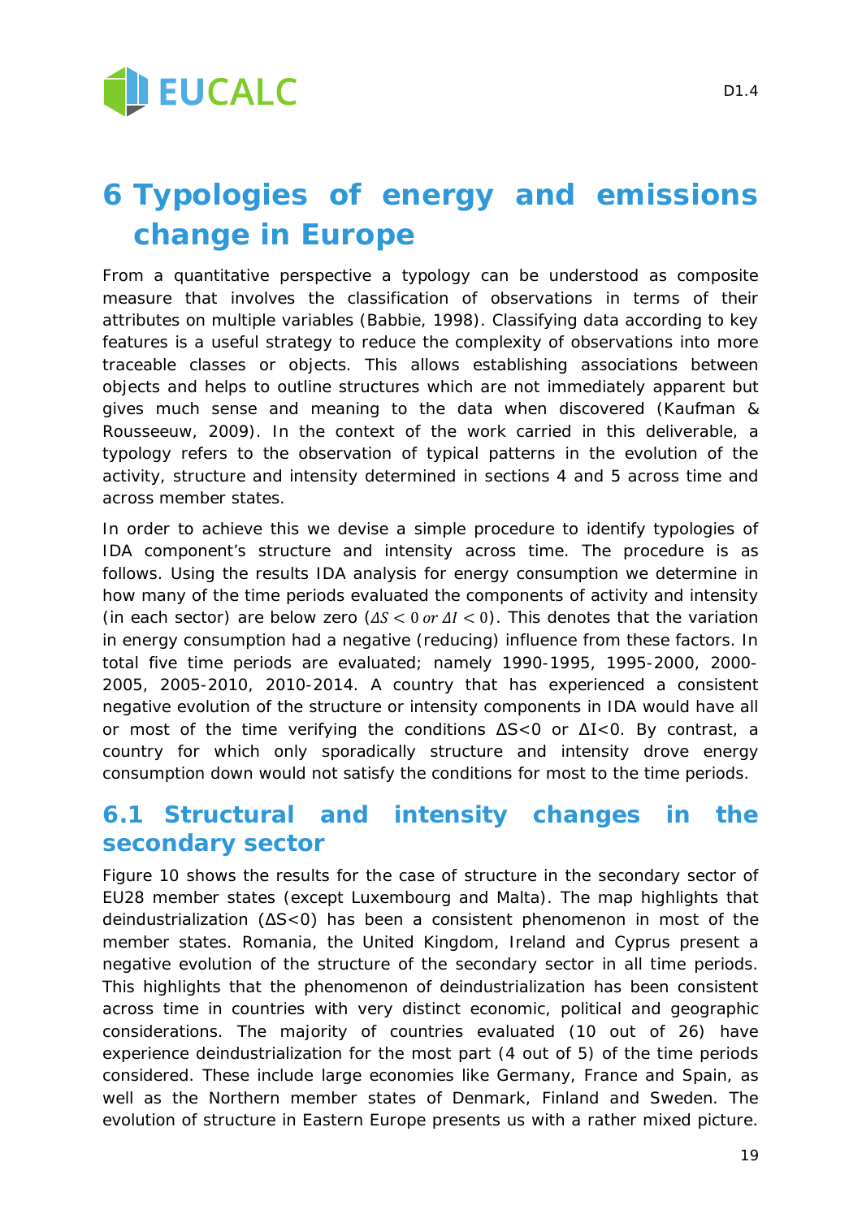# 6 Typologies of energy and emissions change in Europe

From a quantitative perspective a typology can be understood as composite measure that involves the classification of observations in terms of their attributes on multiple variables (Babbie, 1998). Classifying data according to key features is a useful strategy to reduce the complexity of observations into more traceable classes or objects. This allows establishing associations between objects and helps to outline structures which are not immediately apparent but gives much sense and meaning to the data when discovered (Kaufman & Rousseeuw, 2009). In the context of the work carried in this deliverable, a typology refers to the observation of typical patterns in the evolution of the activity, structure and intensity determined in sections 4 and 5 across time and across member states.

In order to achieve this we devise a simple procedure to identify typologies of IDA component's structure and intensity across time. The procedure is as follows. Using the results IDA analysis for energy consumption we determine in how many of the time periods evaluated the components of activity and intensity (in each sector) are below zero ($\Delta S < 0 \; or \; \Delta I < 0$). This denotes that the variation in energy consumption had a negative (reducing) influence from these factors. In total five time periods are evaluated; namely 1990-1995, 1995-2000, 2000-2005, 2005-2010, 2010-2014. A country that has experienced a consistent negative evolution of the structure or intensity components in IDA would have all or most of the time verifying the conditions $\Delta S<0$ or $\Delta I<0$. By contrast, a country for which only sporadically structure and intensity drove energy consumption down would not satisfy the conditions for most to the time periods.

## 6.1 Structural and intensity changes in the secondary sector

Figure 10 shows the results for the case of structure in the secondary sector of EU28 member states (except Luxembourg and Malta). The map highlights that deindustrialization ($\Delta S<0$) has been a consistent phenomenon in most of the member states. Romania, the United Kingdom, Ireland and Cyprus present a negative evolution of the structure of the secondary sector in all time periods. This highlights that the phenomenon of deindustrialization has been consistent across time in countries with very distinct economic, political and geographic considerations. The majority of countries evaluated (10 out of 26) have experience deindustrialization for the most part (4 out of 5) of the time periods considered. These include large economies like Germany, France and Spain, as well as the Northern member states of Denmark, Finland and Sweden. The evolution of structure in Eastern Europe presents us with a rather mixed picture.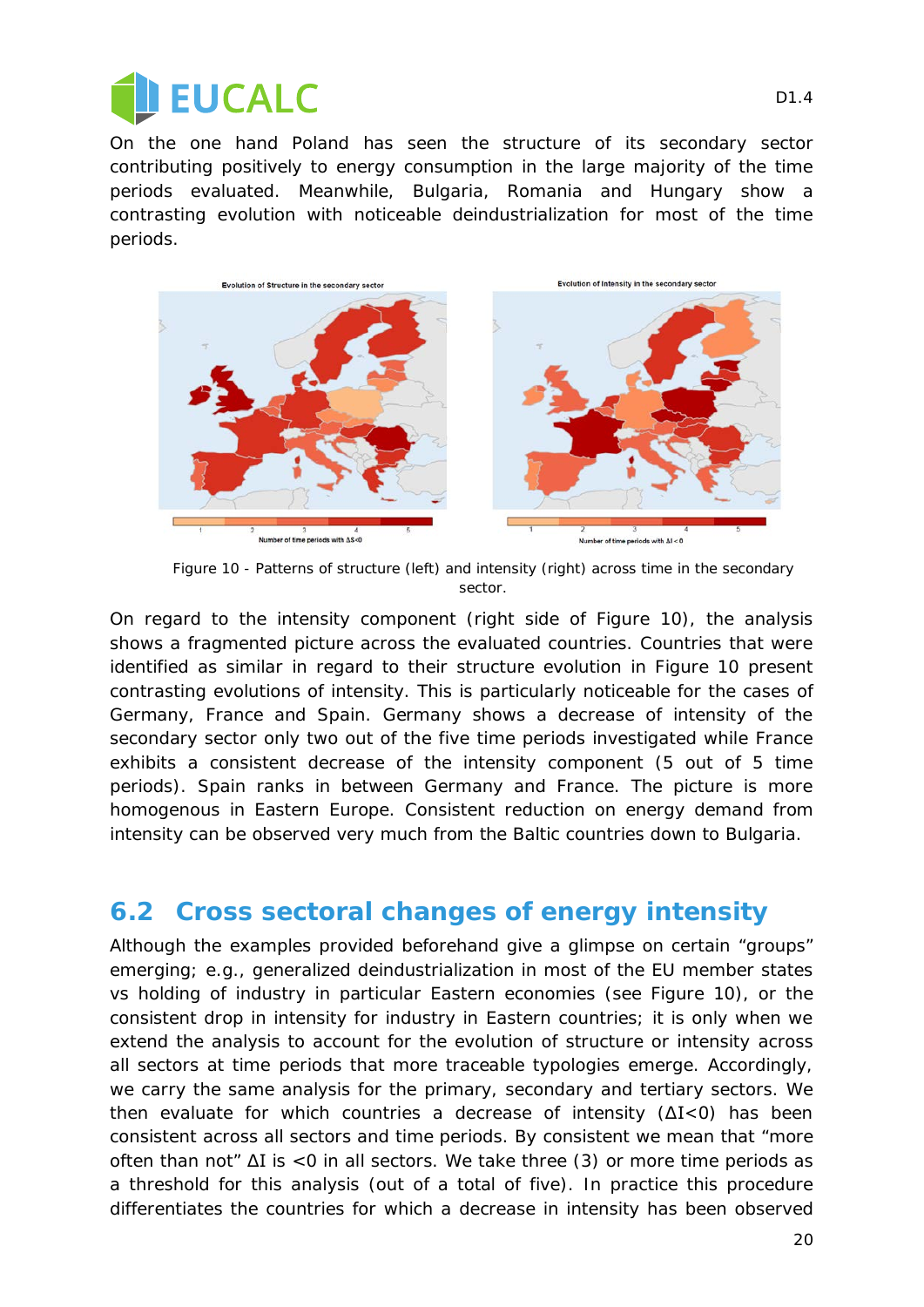On the one hand Poland has seen the structure of its secondary sector contributing positively to energy consumption in the large majority of the time periods evaluated. Meanwhile, Bulgaria, Romania and Hungary show a contrasting evolution with noticeable deindustrialization for most of the time periods.

Figure 10 - Patterns of structure (left) and intensity (right) across time in the secondary sector.

On regard to the intensity component (right side of Figure 10), the analysis shows a fragmented picture across the evaluated countries. Countries that were identified as similar in regard to their structure evolution in Figure 10 present contrasting evolutions of intensity. This is particularly noticeable for the cases of Germany, France and Spain. Germany shows a decrease of intensity of the secondary sector only two out of the five time periods investigated while France exhibits a consistent decrease of the intensity component (5 out of 5 time periods). Spain ranks in between Germany and France. The picture is more homogenous in Eastern Europe. Consistent reduction on energy demand from intensity can be observed very much from the Baltic countries down to Bulgaria.

## 6.2 Cross sectoral changes of energy intensity

Although the examples provided beforehand give a glimpse on certain "groups" emerging; e.g., generalized deindustrialization in most of the EU member states vs holding of industry in particular Eastern economies (see Figure 10), or the consistent drop in intensity for industry in Eastern countries; it is only when we extend the analysis to account for the evolution of structure or intensity across all sectors at time periods that more traceable typologies emerge. Accordingly, we carry the same analysis for the primary, secondary and tertiary sectors. We then evaluate for which countries a decrease of intensity ($\Delta I<0$) has been consistent across all sectors and time periods. By consistent we mean that "more often than not" $\Delta I$ is $<0$ in all sectors. We take three (3) or more time periods as a threshold for this analysis (out of a total of five). In practice this procedure differentiates the countries for which a decrease in intensity has been observed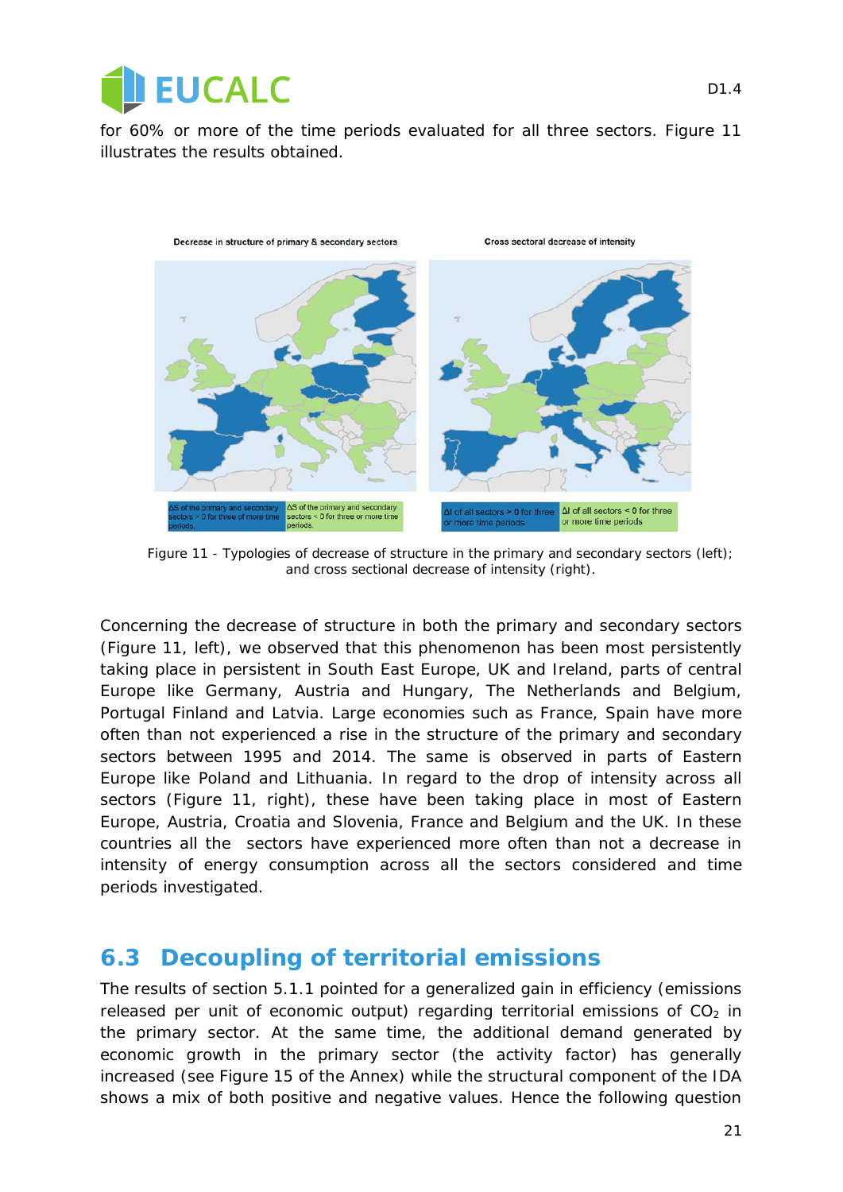for 60% or more of the time periods evaluated for all three sectors. Figure 11 illustrates the results obtained.

Figure 11 - Typologies of decrease of structure in the primary and secondary sectors (left); and cross sectional decrease of intensity (right).

Concerning the decrease of structure in both the primary and secondary sectors (Figure 11, left), we observed that this phenomenon has been most persistently taking place in persistent in South East Europe, UK and Ireland, parts of central Europe like Germany, Austria and Hungary, The Netherlands and Belgium, Portugal Finland and Latvia. Large economies such as France, Spain have more often than not experienced a rise in the structure of the primary and secondary sectors between 1995 and 2014. The same is observed in parts of Eastern Europe like Poland and Lithuania. In regard to the drop of intensity across all sectors (Figure 11, right), these have been taking place in most of Eastern Europe, Austria, Croatia and Slovenia, France and Belgium and the UK. In these countries all the sectors have experienced more often than not a decrease in intensity of energy consumption across all the sectors considered and time periods investigated.

## 6.3 Decoupling of territorial emissions

The results of section 5.1.1 pointed for a generalized gain in efficiency (emissions released per unit of economic output) regarding territorial emissions of $CO_2$ in the primary sector. At the same time, the additional demand generated by economic growth in the primary sector (the activity factor) has generally increased (see Figure 15 of the Annex) while the structural component of the IDA shows a mix of both positive and negative values. Hence the following question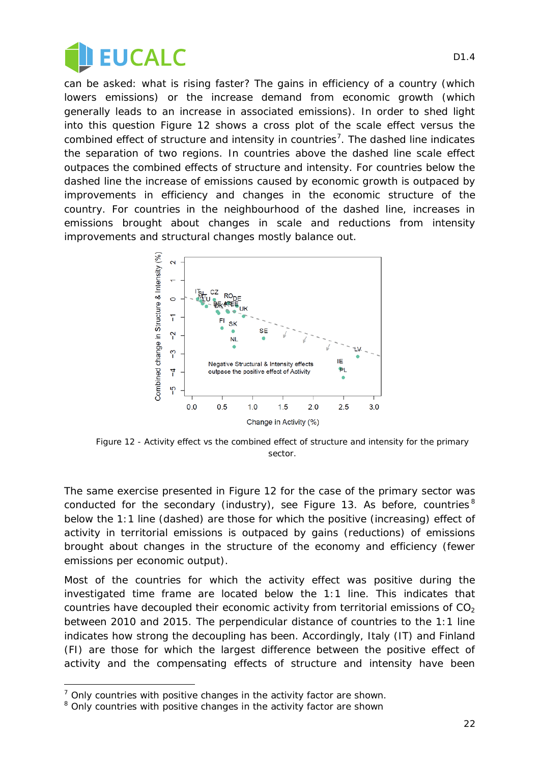can be asked: what is rising faster? The gains in efficiency of a country (which lowers emissions) or the increase demand from economic growth (which generally leads to an increase in associated emissions). In order to shed light into this question Figure 12 shows a cross plot of the scale effect versus the combined effect of structure and intensity in countries[7]. The dashed line indicates the separation of two regions. In countries above the dashed line scale effect outpaces the combined effects of structure and intensity. For countries below the dashed line the increase of emissions caused by economic growth is outpaced by improvements in efficiency and changes in the economic structure of the country. For countries in the neighbourhood of the dashed line, increases in emissions brought about changes in scale and reductions from intensity improvements and structural changes mostly balance out.

Figure 12 - Activity effect vs the combined effect of structure and intensity for the primary sector.

The same exercise presented in Figure 12 for the case of the primary sector was conducted for the secondary (industry), see Figure 13. As before, countries[8] below the 1:1 line (dashed) are those for which the positive (increasing) effect of activity in territorial emissions is outpaced by gains (reductions) of emissions brought about changes in the structure of the economy and efficiency (fewer emissions per economic output).

Most of the countries for which the activity effect was positive during the investigated time frame are located below the 1:1 line. This indicates that countries have decoupled their economic activity from territorial emissions of $CO_2$ between 2010 and 2015. The perpendicular distance of countries to the 1:1 line indicates how strong the decoupling has been. Accordingly, Italy (IT) and Finland (FI) are those for which the largest difference between the positive effect of activity and the compensating effects of structure and intensity have been

[7] Only countries with positive changes in the activity factor are shown.

[8] Only countries with positive changes in the activity factor are shown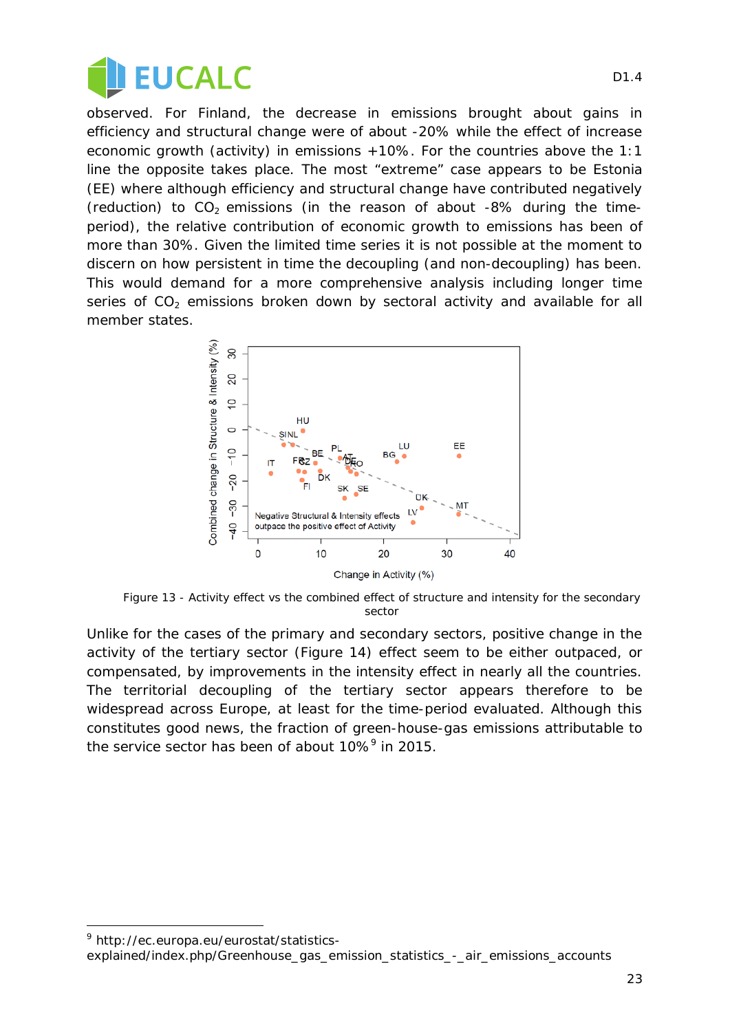observed. For Finland, the decrease in emissions brought about gains in efficiency and structural change were of about -20% while the effect of increase economic growth (activity) in emissions +10%. For the countries above the 1:1 line the opposite takes place. The most “extreme” case appears to be Estonia (EE) where although efficiency and structural change have contributed negatively (reduction) to $CO_2$ emissions (in the reason of about -8% during the time-period), the relative contribution of economic growth to emissions has been of more than 30%. Given the limited time series it is not possible at the moment to discern on how persistent in time the decoupling (and non-decoupling) has been. This would demand for a more comprehensive analysis including longer time series of $CO_2$ emissions broken down by sectoral activity and available for all member states.

Figure 13 - Activity effect vs the combined effect of structure and intensity for the secondary sector

Unlike for the cases of the primary and secondary sectors, positive change in the activity of the tertiary sector (Figure 14) effect seem to be either outpaced, or compensated, by improvements in the intensity effect in nearly all the countries. The territorial decoupling of the tertiary sector appears therefore to be widespread across Europe, at least for the time-period evaluated. Although this constitutes good news, the fraction of green-house-gas emissions attributable to the service sector has been of about 10%[9] in 2015.

[9] http://ec.europa.eu/eurostat/statistics-explained/index.php/Greenhouse_gas_emission_statistics_-_air_emissions_accounts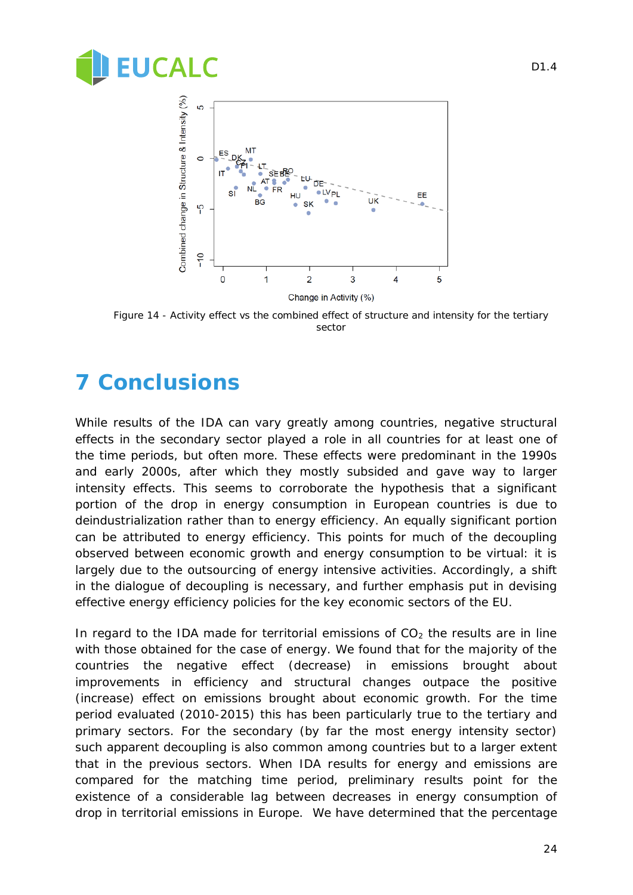Figure 14 - Activity effect vs the combined effect of structure and intensity for the tertiary sector

# 7 Conclusions

While results of the IDA can vary greatly among countries, negative structural effects in the secondary sector played a role in all countries for at least one of the time periods, but often more. These effects were predominant in the 1990s and early 2000s, after which they mostly subsided and gave way to larger intensity effects. This seems to corroborate the hypothesis that a significant portion of the drop in energy consumption in European countries is due to deindustrialization rather than to energy efficiency. An equally significant portion can be attributed to energy efficiency. This points for much of the decoupling observed between economic growth and energy consumption to be virtual: it is largely due to the outsourcing of energy intensive activities. Accordingly, a shift in the dialogue of decoupling is necessary, and further emphasis put in devising effective energy efficiency policies for the key economic sectors of the EU.

In regard to the IDA made for territorial emissions of $CO_2$ the results are in line with those obtained for the case of energy. We found that for the majority of the countries the negative effect (decrease) in emissions brought about improvements in efficiency and structural changes outpace the positive (increase) effect on emissions brought about economic growth. For the time period evaluated (2010-2015) this has been particularly true to the tertiary and primary sectors. For the secondary (by far the most energy intensity sector) such apparent decoupling is also common among countries but to a larger extent that in the previous sectors. When IDA results for energy and emissions are compared for the matching time period, preliminary results point for the existence of a considerable lag between decreases in energy consumption of drop in territorial emissions in Europe. We have determined that the percentage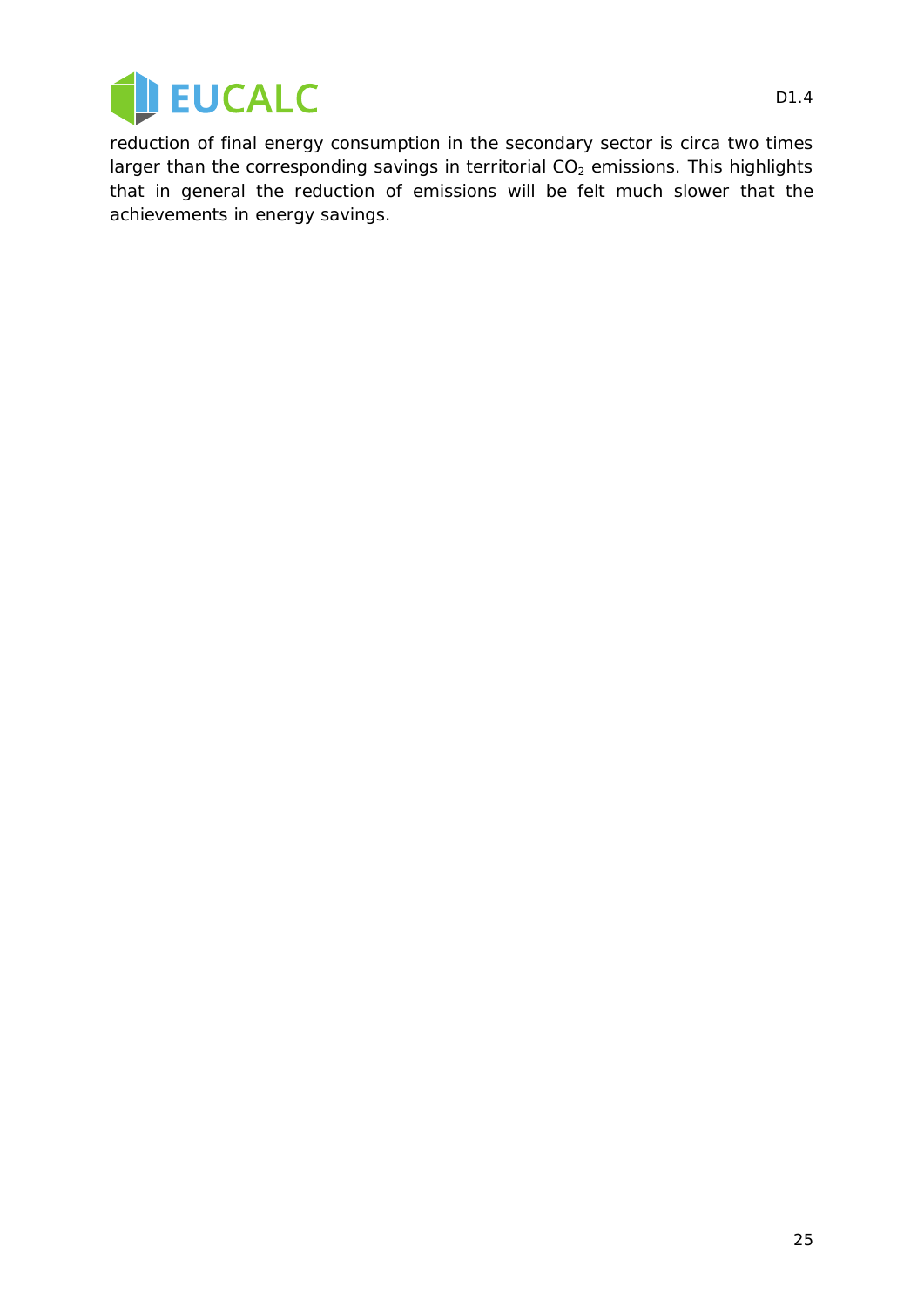reduction of final energy consumption in the secondary sector is circa two times larger than the corresponding savings in territorial $CO_2$ emissions. This highlights that in general the reduction of emissions will be felt much slower that the achievements in energy savings.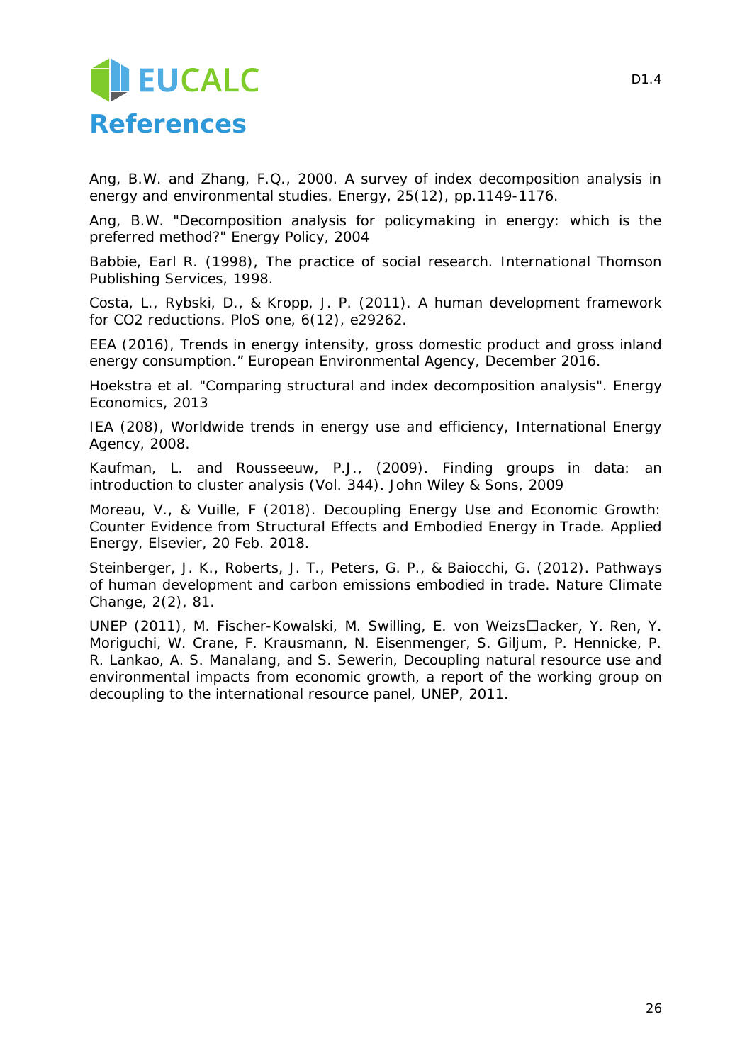# References

Ang, B.W. and Zhang, F.Q., 2000. A survey of index decomposition analysis in energy and environmental studies. Energy, 25(12), pp.1149-1176.

Ang, B.W. "Decomposition analysis for policymaking in energy: which is the preferred method?" Energy Policy, 2004

Babbie, Earl R. (1998), The practice of social research. International Thomson Publishing Services, 1998.

Costa, L., Rybski, D., & Kropp, J. P. (2011). A human development framework for CO2 reductions. PloS one, 6(12), e29262.

EEA (2016), Trends in energy intensity, gross domestic product and gross inland energy consumption." European Environmental Agency, December 2016.

Hoekstra et al. "Comparing structural and index decomposition analysis". Energy Economics, 2013

IEA (208), Worldwide trends in energy use and efficiency, International Energy Agency, 2008.

Kaufman, L. and Rousseeuw, P.J., (2009). Finding groups in data: an introduction to cluster analysis (Vol. 344). John Wiley & Sons, 2009

Moreau, V., & Vuille, F (2018). Decoupling Energy Use and Economic Growth: Counter Evidence from Structural Effects and Embodied Energy in Trade. Applied Energy, Elsevier, 20 Feb. 2018.

Steinberger, J. K., Roberts, J. T., Peters, G. P., & Baiocchi, G. (2012). Pathways of human development and carbon emissions embodied in trade. Nature Climate Change, 2(2), 81.

UNEP (2011), M. Fischer-Kowalski, M. Swilling, E. von Weizs□acker, Y. Ren, Y. Moriguchi, W. Crane, F. Krausmann, N. Eisenmenger, S. Giljum, P. Hennicke, P. R. Lankao, A. S. Manalang, and S. Sewerin, Decoupling natural resource use and environmental impacts from economic growth, a report of the working group on decoupling to the international resource panel, UNEP, 2011.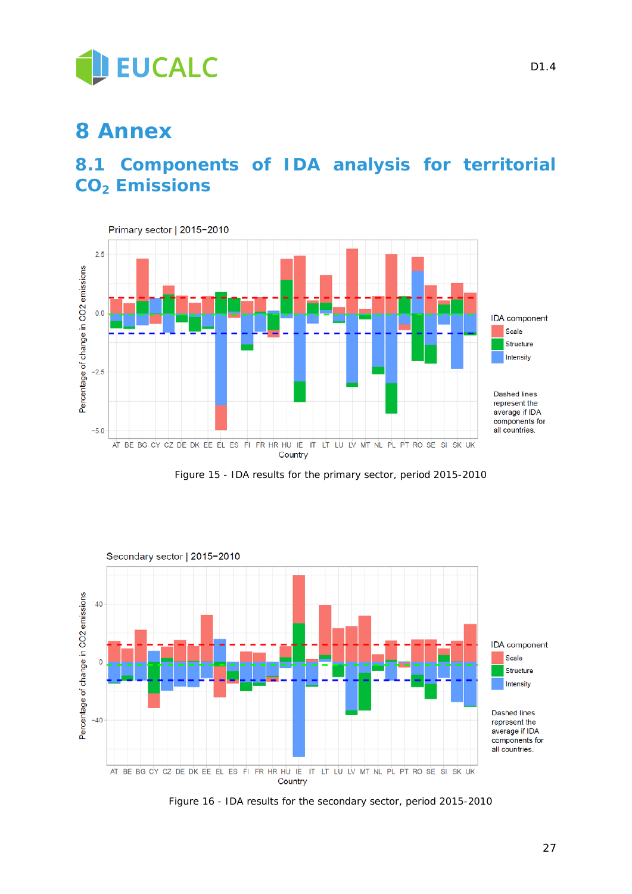# 8 Annex

## 8.1 Components of IDA analysis for territorial $CO_2$ Emissions

Figure 15 - IDA results for the primary sector, period 2015-2010

Figure 16 - IDA results for the secondary sector, period 2015-2010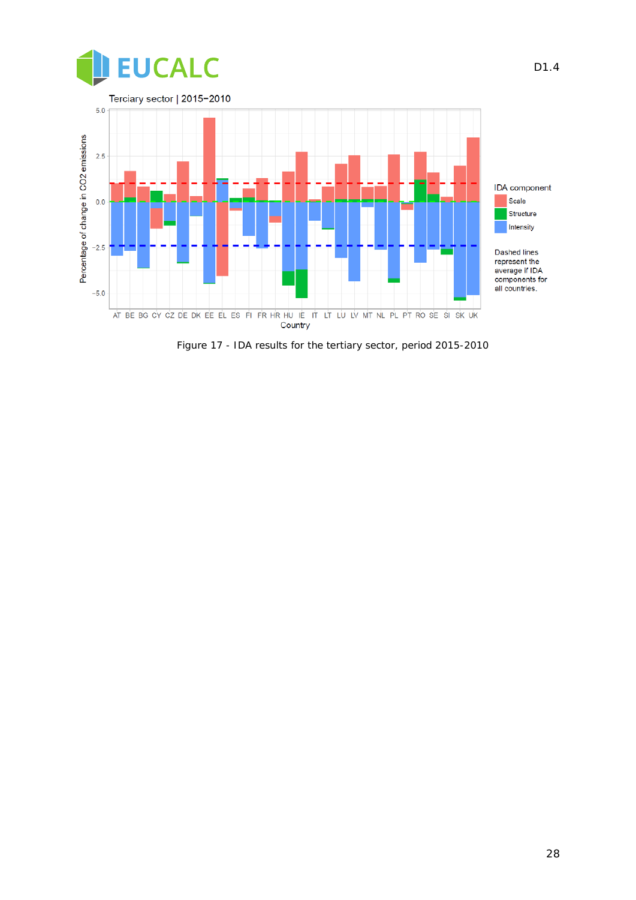Terciary sector | 2015–2010

Percentage of change in CO2 emissions

5.0

2.5

0.0

−2.5

−5.0

AT BE BG CY CZ DE DK EE EL ES FI FR HR HU IE IT LT LU LV MT NL PL PT RO SE SI SK UK

Country

IDA component

Scale

Structure

Intensity

Dashed lines represent the average if IDA components for all countries.

Figure 17 - IDA results for the tertiary sector, period 2015-2010